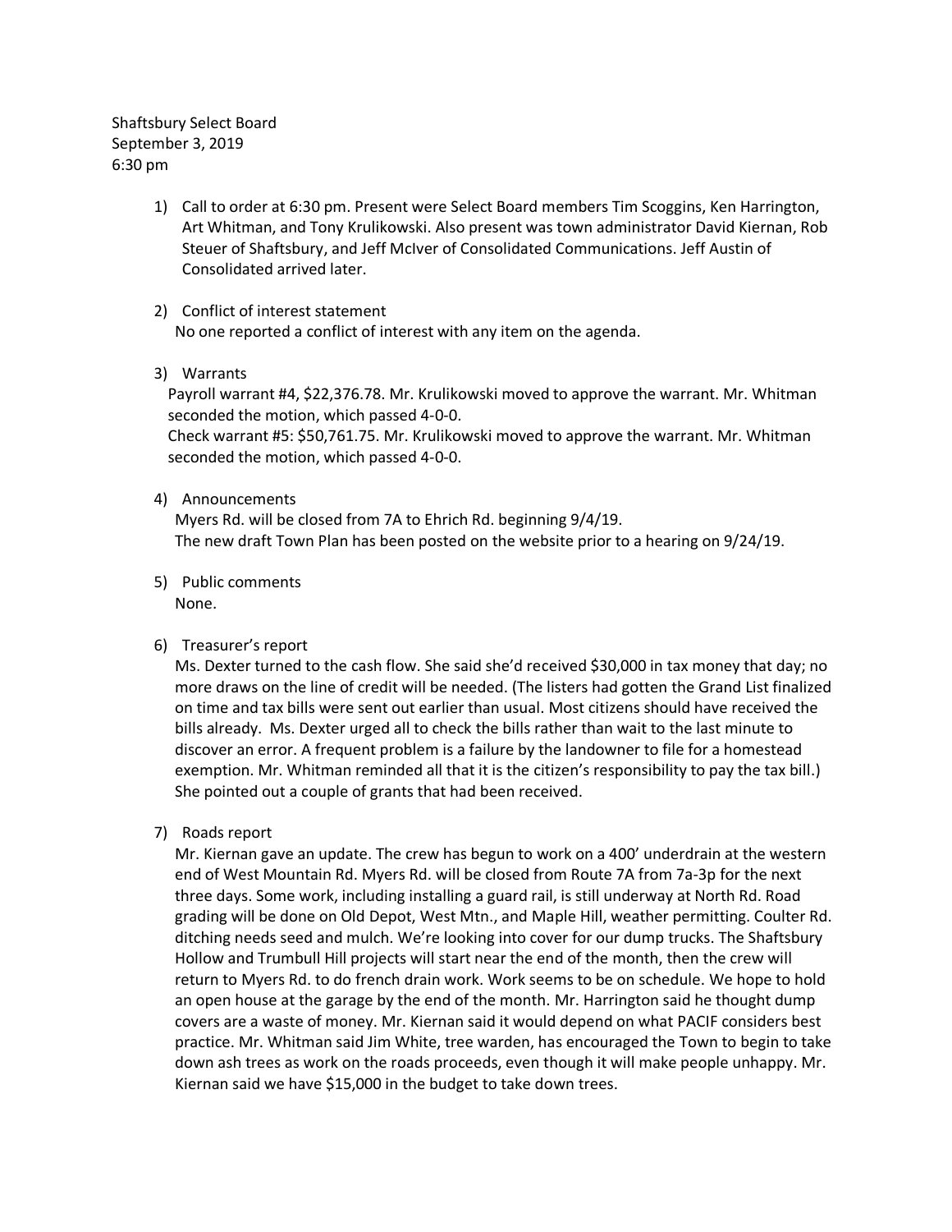Shaftsbury Select Board
September 3, 2019
6:30 pm

1) Call to order at 6:30 pm. Present were Select Board members Tim Scoggins, Ken Harrington, Art Whitman, and Tony Krulikowski. Also present was town administrator David Kiernan, Rob Steuer of Shaftsbury, and Jeff McIver of Consolidated Communications. Jeff Austin of Consolidated arrived later.

2) Conflict of interest statement
   No one reported a conflict of interest with any item on the agenda.

3) Warrants
   Payroll warrant #4, $22,376.78. Mr. Krulikowski moved to approve the warrant. Mr. Whitman seconded the motion, which passed 4-0-0.
   Check warrant #5: $50,761.75. Mr. Krulikowski moved to approve the warrant. Mr. Whitman seconded the motion, which passed 4-0-0.

4) Announcements
   Myers Rd. will be closed from 7A to Ehrich Rd. beginning 9/4/19.
   The new draft Town Plan has been posted on the website prior to a hearing on 9/24/19.

5) Public comments
   None.

6) Treasurer's report
   Ms. Dexter turned to the cash flow. She said she'd received $30,000 in tax money that day; no more draws on the line of credit will be needed. (The listers had gotten the Grand List finalized on time and tax bills were sent out earlier than usual. Most citizens should have received the bills already. Ms. Dexter urged all to check the bills rather than wait to the last minute to discover an error. A frequent problem is a failure by the landowner to file for a homestead exemption. Mr. Whitman reminded all that it is the citizen's responsibility to pay the tax bill.) She pointed out a couple of grants that had been received.

7) Roads report
   Mr. Kiernan gave an update. The crew has begun to work on a 400' underdrain at the western end of West Mountain Rd. Myers Rd. will be closed from Route 7A from 7a-3p for the next three days. Some work, including installing a guard rail, is still underway at North Rd. Road grading will be done on Old Depot, West Mtn., and Maple Hill, weather permitting. Coulter Rd. ditching needs seed and mulch. We're looking into cover for our dump trucks. The Shaftsbury Hollow and Trumbull Hill projects will start near the end of the month, then the crew will return to Myers Rd. to do french drain work. Work seems to be on schedule. We hope to hold an open house at the garage by the end of the month. Mr. Harrington said he thought dump covers are a waste of money. Mr. Kiernan said it would depend on what PACIF considers best practice. Mr. Whitman said Jim White, tree warden, has encouraged the Town to begin to take down ash trees as work on the roads proceeds, even though it will make people unhappy. Mr. Kiernan said we have $15,000 in the budget to take down trees.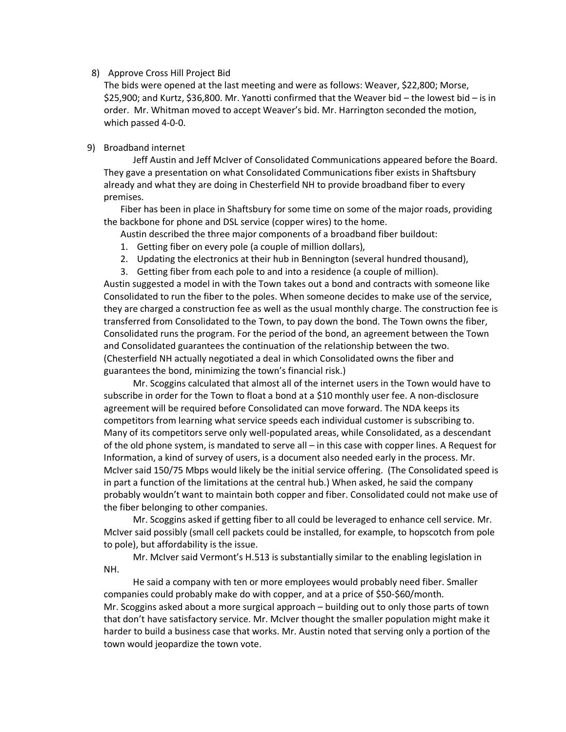8) Approve Cross Hill Project Bid

The bids were opened at the last meeting and were as follows: Weaver, $22,800; Morse, $25,900; and Kurtz, $36,800. Mr. Yanotti confirmed that the Weaver bid – the lowest bid – is in order. Mr. Whitman moved to accept Weaver's bid. Mr. Harrington seconded the motion, which passed 4-0-0.

9) Broadband internet

Jeff Austin and Jeff McIver of Consolidated Communications appeared before the Board. They gave a presentation on what Consolidated Communications fiber exists in Shaftsbury already and what they are doing in Chesterfield NH to provide broadband fiber to every premises.

Fiber has been in place in Shaftsbury for some time on some of the major roads, providing the backbone for phone and DSL service (copper wires) to the home.

Austin described the three major components of a broadband fiber buildout:

1. Getting fiber on every pole (a couple of million dollars),
2. Updating the electronics at their hub in Bennington (several hundred thousand),
3. Getting fiber from each pole to and into a residence (a couple of million).

Austin suggested a model in with the Town takes out a bond and contracts with someone like Consolidated to run the fiber to the poles. When someone decides to make use of the service, they are charged a construction fee as well as the usual monthly charge. The construction fee is transferred from Consolidated to the Town, to pay down the bond. The Town owns the fiber, Consolidated runs the program. For the period of the bond, an agreement between the Town and Consolidated guarantees the continuation of the relationship between the two. (Chesterfield NH actually negotiated a deal in which Consolidated owns the fiber and guarantees the bond, minimizing the town's financial risk.)

Mr. Scoggins calculated that almost all of the internet users in the Town would have to subscribe in order for the Town to float a bond at a $10 monthly user fee. A non-disclosure agreement will be required before Consolidated can move forward. The NDA keeps its competitors from learning what service speeds each individual customer is subscribing to. Many of its competitors serve only well-populated areas, while Consolidated, as a descendant of the old phone system, is mandated to serve all – in this case with copper lines. A Request for Information, a kind of survey of users, is a document also needed early in the process. Mr. McIver said 150/75 Mbps would likely be the initial service offering. (The Consolidated speed is in part a function of the limitations at the central hub.) When asked, he said the company probably wouldn't want to maintain both copper and fiber. Consolidated could not make use of the fiber belonging to other companies.

Mr. Scoggins asked if getting fiber to all could be leveraged to enhance cell service. Mr. McIver said possibly (small cell packets could be installed, for example, to hopscotch from pole to pole), but affordability is the issue.

Mr. McIver said Vermont's H.513 is substantially similar to the enabling legislation in NH.

He said a company with ten or more employees would probably need fiber. Smaller companies could probably make do with copper, and at a price of $50-$60/month.

Mr. Scoggins asked about a more surgical approach – building out to only those parts of town that don't have satisfactory service. Mr. McIver thought the smaller population might make it harder to build a business case that works. Mr. Austin noted that serving only a portion of the town would jeopardize the town vote.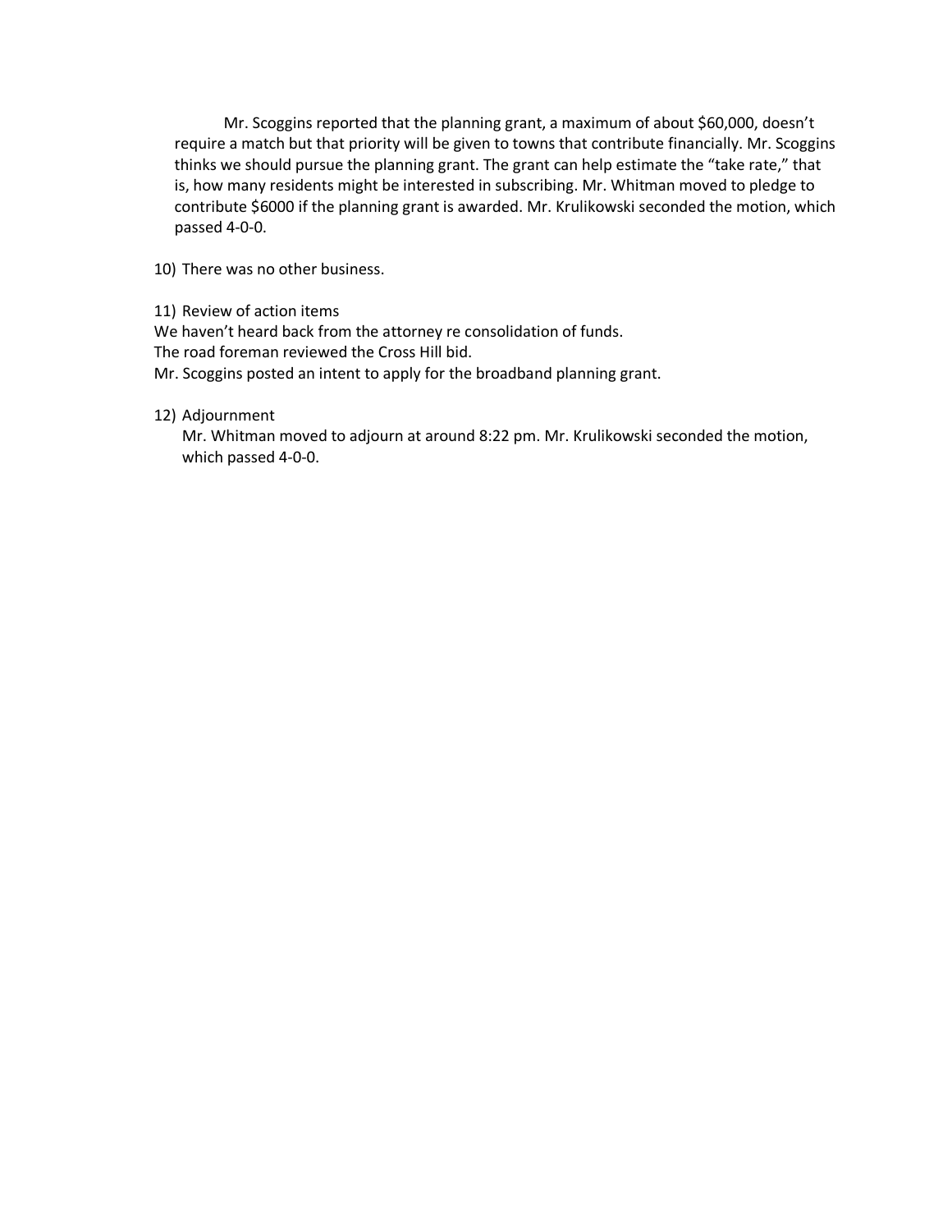Mr. Scoggins reported that the planning grant, a maximum of about $60,000, doesn't require a match but that priority will be given to towns that contribute financially. Mr. Scoggins thinks we should pursue the planning grant. The grant can help estimate the "take rate," that is, how many residents might be interested in subscribing. Mr. Whitman moved to pledge to contribute $6000 if the planning grant is awarded. Mr. Krulikowski seconded the motion, which passed 4-0-0.

10) There was no other business.

11) Review of action items

We haven't heard back from the attorney re consolidation of funds.

The road foreman reviewed the Cross Hill bid.

Mr. Scoggins posted an intent to apply for the broadband planning grant.

12) Adjournment

Mr. Whitman moved to adjourn at around 8:22 pm. Mr. Krulikowski seconded the motion, which passed 4-0-0.